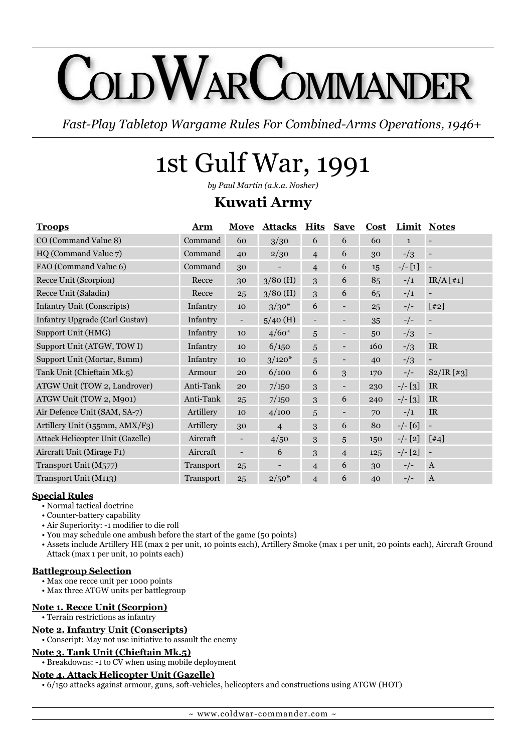# Cold War Commander

*Fast-Play Tabletop Wargame Rules For Combined-Arms Operations, 1946+*

# 1st Gulf War, 1991

*by Paul Martin (a.k.a. Nosher)*

## Kuwati Army

| Troops | Arm | Move | Attacks | Hits | Save | Cost | Limit | Notes |
|---|---|---|---|---|---|---|---|---|
| CO (Command Value 8) | Command | 60 | 3/30 | 6 | 6 | 60 | 1 | - |
| HQ (Command Value 7) | Command | 40 | 2/30 | 4 | 6 | 30 | -/3 | - |
| FAO (Command Value 6) | Command | 30 | - | 4 | 6 | 15 | -/- [1] | - |
| Recce Unit (Scorpion) | Recce | 30 | 3/80 (H) | 3 | 6 | 85 | -/1 | IR/A [#1] |
| Recce Unit (Saladin) | Recce | 25 | 3/80 (H) | 3 | 6 | 65 | -/1 | - |
| Infantry Unit (Conscripts) | Infantry | 10 | 3/30* | 6 | - | 25 | -/- | [#2] |
| Infantry Upgrade (Carl Gustav) | Infantry | - | 5/40 (H) | - | - | 35 | -/- | - |
| Support Unit (HMG) | Infantry | 10 | 4/60* | 5 | - | 50 | -/3 | - |
| Support Unit (ATGW, TOW I) | Infantry | 10 | 6/150 | 5 | - | 160 | -/3 | IR |
| Support Unit (Mortar, 81mm) | Infantry | 10 | 3/120* | 5 | - | 40 | -/3 | - |
| Tank Unit (Chieftain Mk.5) | Armour | 20 | 6/100 | 6 | 3 | 170 | -/- | S2/IR [#3] |
| ATGW Unit (TOW 2, Landrover) | Anti-Tank | 20 | 7/150 | 3 | - | 230 | -/- [3] | IR |
| ATGW Unit (TOW 2, M901) | Anti-Tank | 25 | 7/150 | 3 | 6 | 240 | -/- [3] | IR |
| Air Defence Unit (SAM, SA-7) | Artillery | 10 | 4/100 | 5 | - | 70 | -/1 | IR |
| Artillery Unit (155mm, AMX/F3) | Artillery | 30 | 4 | 3 | 6 | 80 | -/- [6] | - |
| Attack Helicopter Unit (Gazelle) | Aircraft | - | 4/50 | 3 | 5 | 150 | -/- [2] | [#4] |
| Aircraft Unit (Mirage F1) | Aircraft | - | 6 | 3 | 4 | 125 | -/- [2] | - |
| Transport Unit (M577) | Transport | 25 | - | 4 | 6 | 30 | -/- | A |
| Transport Unit (M113) | Transport | 25 | 2/50* | 4 | 6 | 40 | -/- | A |

### Special Rules

- Normal tactical doctrine
- Counter-battery capability
- Air Superiority: -1 modifier to die roll
- You may schedule one ambush before the start of the game (50 points)
- Assets include Artillery HE (max 2 per unit, 10 points each), Artillery Smoke (max 1 per unit, 20 points each), Aircraft Ground Attack (max 1 per unit, 10 points each)

### Battlegroup Selection

- Max one recce unit per 1000 points
- Max three ATGW units per battlegroup

### Note 1. Recce Unit (Scorpion)

- Terrain restrictions as infantry

### Note 2. Infantry Unit (Conscripts)

- Conscript: May not use initiative to assault the enemy

### Note 3. Tank Unit (Chieftain Mk.5)

- Breakdowns: -1 to CV when using mobile deployment

### Note 4. Attack Helicopter Unit (Gazelle)

- 6/150 attacks against armour, guns, soft-vehicles, helicopters and constructions using ATGW (HOT)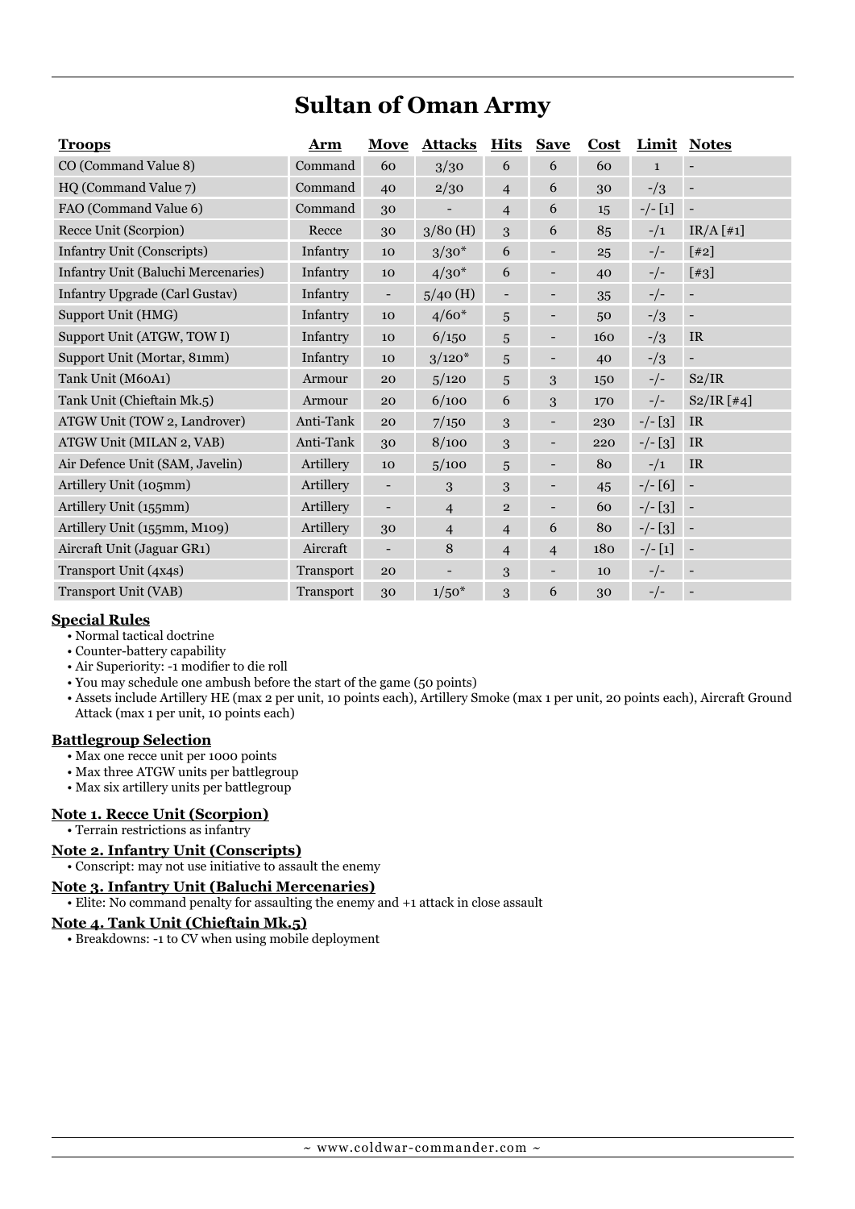# Sultan of Oman Army

| Troops | Arm | Move | Attacks | Hits | Save | Cost | Limit | Notes |
|---|---|---|---|---|---|---|---|---|
| CO (Command Value 8) | Command | 60 | 3/30 | 6 | 6 | 60 | 1 | - |
| HQ (Command Value 7) | Command | 40 | 2/30 | 4 | 6 | 30 | -/3 | - |
| FAO (Command Value 6) | Command | 30 | - | 4 | 6 | 15 | -/- [1] | - |
| Recce Unit (Scorpion) | Recce | 30 | 3/80 (H) | 3 | 6 | 85 | -/1 | IR/A [#1] |
| Infantry Unit (Conscripts) | Infantry | 10 | 3/30* | 6 | - | 25 | -/- | [#2] |
| Infantry Unit (Baluchi Mercenaries) | Infantry | 10 | 4/30* | 6 | - | 40 | -/- | [#3] |
| Infantry Upgrade (Carl Gustav) | Infantry | - | 5/40 (H) | - | - | 35 | -/- | - |
| Support Unit (HMG) | Infantry | 10 | 4/60* | 5 | - | 50 | -/3 | - |
| Support Unit (ATGW, TOW I) | Infantry | 10 | 6/150 | 5 | - | 160 | -/3 | IR |
| Support Unit (Mortar, 81mm) | Infantry | 10 | 3/120* | 5 | - | 40 | -/3 | - |
| Tank Unit (M60A1) | Armour | 20 | 5/120 | 5 | 3 | 150 | -/- | S2/IR |
| Tank Unit (Chieftain Mk.5) | Armour | 20 | 6/100 | 6 | 3 | 170 | -/- | S2/IR [#4] |
| ATGW Unit (TOW 2, Landrover) | Anti-Tank | 20 | 7/150 | 3 | - | 230 | -/- [3] | IR |
| ATGW Unit (MILAN 2, VAB) | Anti-Tank | 30 | 8/100 | 3 | - | 220 | -/- [3] | IR |
| Air Defence Unit (SAM, Javelin) | Artillery | 10 | 5/100 | 5 | - | 80 | -/1 | IR |
| Artillery Unit (105mm) | Artillery | - | 3 | 3 | - | 45 | -/- [6] | - |
| Artillery Unit (155mm) | Artillery | - | 4 | 2 | - | 60 | -/- [3] | - |
| Artillery Unit (155mm, M109) | Artillery | 30 | 4 | 4 | 6 | 80 | -/- [3] | - |
| Aircraft Unit (Jaguar GR1) | Aircraft | - | 8 | 4 | 4 | 180 | -/- [1] | - |
| Transport Unit (4x4s) | Transport | 20 | - | 3 | - | 10 | -/- | - |
| Transport Unit (VAB) | Transport | 30 | 1/50* | 3 | 6 | 30 | -/- | - |

### Special Rules

- Normal tactical doctrine
- Counter-battery capability
- Air Superiority: -1 modifier to die roll
- You may schedule one ambush before the start of the game (50 points)
- Assets include Artillery HE (max 2 per unit, 10 points each), Artillery Smoke (max 1 per unit, 20 points each), Aircraft Ground Attack (max 1 per unit, 10 points each)

### Battlegroup Selection

- Max one recce unit per 1000 points
- Max three ATGW units per battlegroup
- Max six artillery units per battlegroup

### Note 1. Recce Unit (Scorpion)

- Terrain restrictions as infantry

### Note 2. Infantry Unit (Conscripts)

- Conscript: may not use initiative to assault the enemy

### Note 3. Infantry Unit (Baluchi Mercenaries)

- Elite: No command penalty for assaulting the enemy and +1 attack in close assault

### Note 4. Tank Unit (Chieftain Mk.5)

- Breakdowns: -1 to CV when using mobile deployment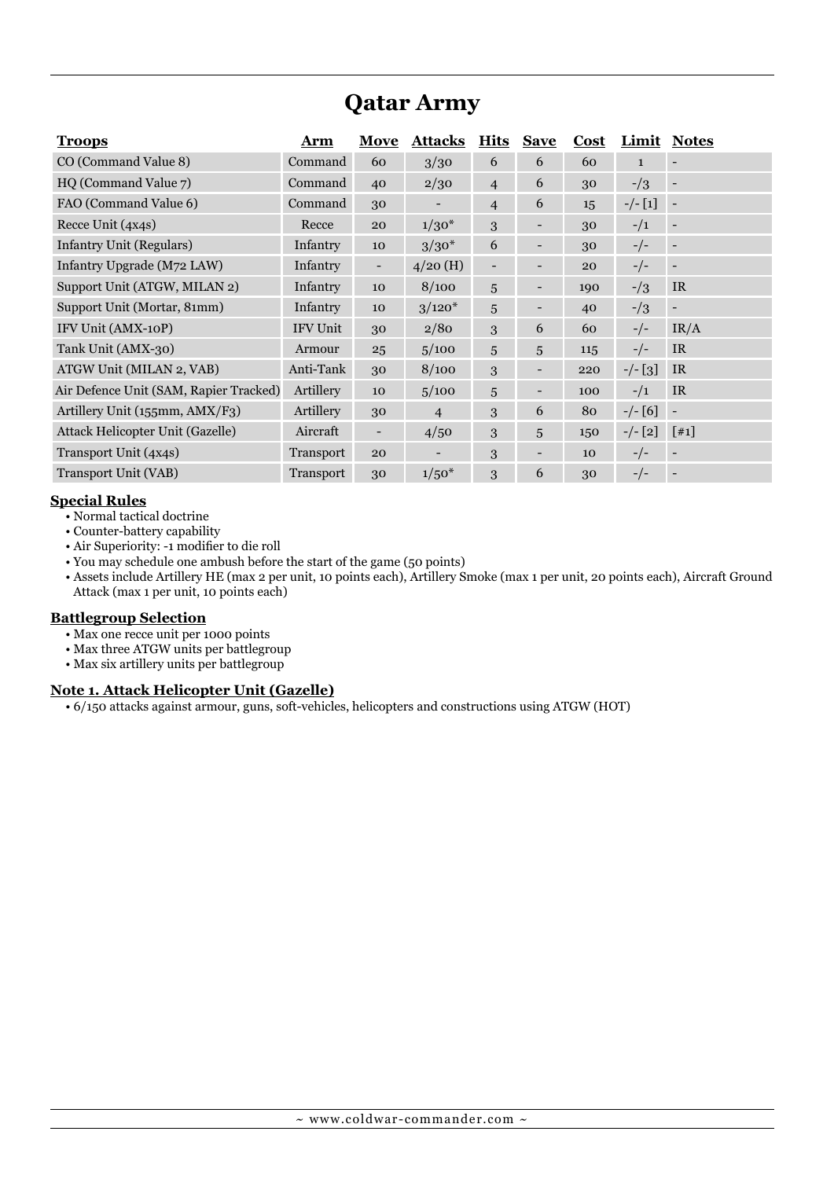# Qatar Army

| Troops | Arm | Move | Attacks | Hits | Save | Cost | Limit | Notes |
|---|---|---|---|---|---|---|---|---|
| CO (Command Value 8) | Command | 60 | 3/30 | 6 | 6 | 60 | 1 | - |
| HQ (Command Value 7) | Command | 40 | 2/30 | 4 | 6 | 30 | -/3 | - |
| FAO (Command Value 6) | Command | 30 | - | 4 | 6 | 15 | -/- [1] | - |
| Recce Unit (4x4s) | Recce | 20 | 1/30* | 3 | - | 30 | -/1 | - |
| Infantry Unit (Regulars) | Infantry | 10 | 3/30* | 6 | - | 30 | -/- | - |
| Infantry Upgrade (M72 LAW) | Infantry | - | 4/20 (H) | - | - | 20 | -/- | - |
| Support Unit (ATGW, MILAN 2) | Infantry | 10 | 8/100 | 5 | - | 190 | -/3 | IR |
| Support Unit (Mortar, 81mm) | Infantry | 10 | 3/120* | 5 | - | 40 | -/3 | - |
| IFV Unit (AMX-10P) | IFV Unit | 30 | 2/80 | 3 | 6 | 60 | -/- | IR/A |
| Tank Unit (AMX-30) | Armour | 25 | 5/100 | 5 | 5 | 115 | -/- | IR |
| ATGW Unit (MILAN 2, VAB) | Anti-Tank | 30 | 8/100 | 3 | - | 220 | -/- [3] | IR |
| Air Defence Unit (SAM, Rapier Tracked) | Artillery | 10 | 5/100 | 5 | - | 100 | -/1 | IR |
| Artillery Unit (155mm, AMX/F3) | Artillery | 30 | 4 | 3 | 6 | 80 | -/- [6] | - |
| Attack Helicopter Unit (Gazelle) | Aircraft | - | 4/50 | 3 | 5 | 150 | -/- [2] | [#1] |
| Transport Unit (4x4s) | Transport | 20 | - | 3 | - | 10 | -/- | - |
| Transport Unit (VAB) | Transport | 30 | 1/50* | 3 | 6 | 30 | -/- | - |

## Special Rules

- Normal tactical doctrine
- Counter-battery capability
- Air Superiority: -1 modifier to die roll
- You may schedule one ambush before the start of the game (50 points)
- Assets include Artillery HE (max 2 per unit, 10 points each), Artillery Smoke (max 1 per unit, 20 points each), Aircraft Ground Attack (max 1 per unit, 10 points each)

## Battlegroup Selection

- Max one recce unit per 1000 points
- Max three ATGW units per battlegroup
- Max six artillery units per battlegroup

## Note 1. Attack Helicopter Unit (Gazelle)

- 6/150 attacks against armour, guns, soft-vehicles, helicopters and constructions using ATGW (HOT)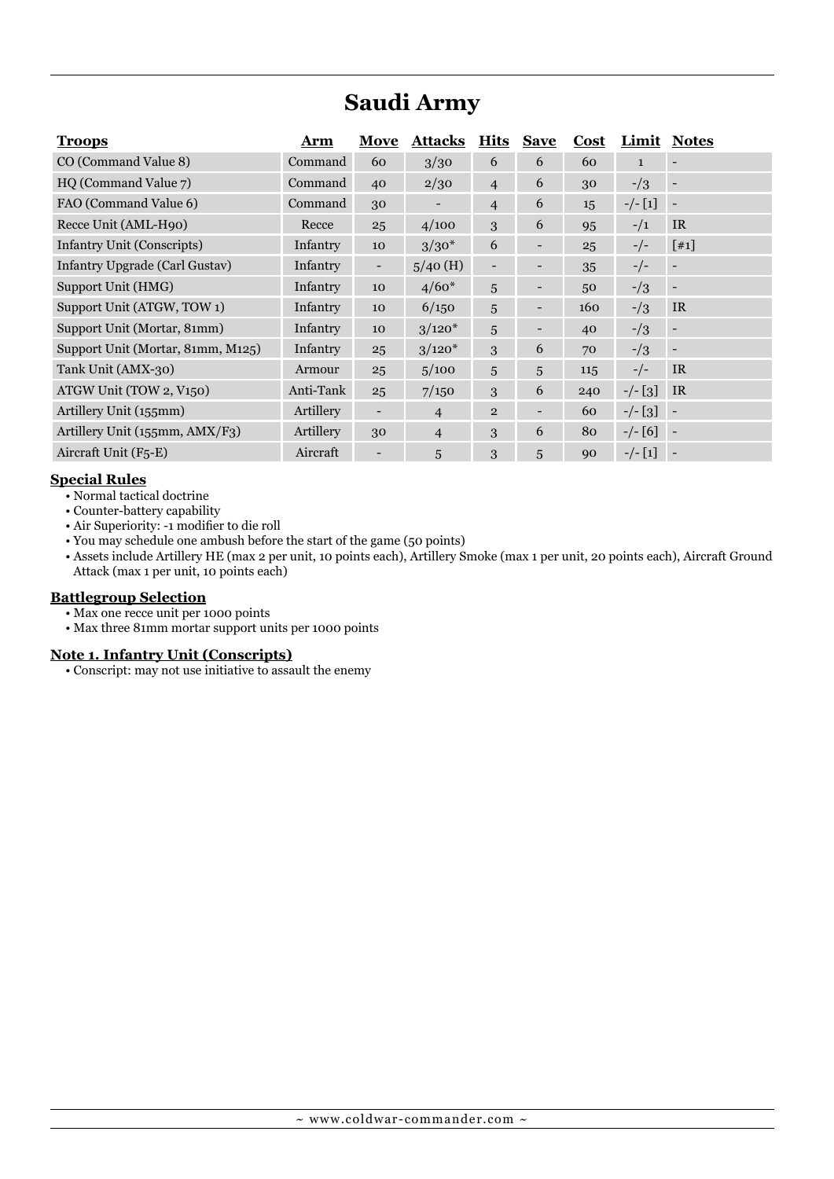# Saudi Army

| Troops | Arm | Move | Attacks | Hits | Save | Cost | Limit | Notes |
|---|---|---|---|---|---|---|---|---|
| CO (Command Value 8) | Command | 60 | 3/30 | 6 | 6 | 60 | 1 | - |
| HQ (Command Value 7) | Command | 40 | 2/30 | 4 | 6 | 30 | -/3 | - |
| FAO (Command Value 6) | Command | 30 | - | 4 | 6 | 15 | -/- [1] | - |
| Recce Unit (AML-H90) | Recce | 25 | 4/100 | 3 | 6 | 95 | -/1 | IR |
| Infantry Unit (Conscripts) | Infantry | 10 | 3/30* | 6 | - | 25 | -/- | [#1] |
| Infantry Upgrade (Carl Gustav) | Infantry | - | 5/40 (H) | - | - | 35 | -/- | - |
| Support Unit (HMG) | Infantry | 10 | 4/60* | 5 | - | 50 | -/3 | - |
| Support Unit (ATGW, TOW 1) | Infantry | 10 | 6/150 | 5 | - | 160 | -/3 | IR |
| Support Unit (Mortar, 81mm) | Infantry | 10 | 3/120* | 5 | - | 40 | -/3 | - |
| Support Unit (Mortar, 81mm, M125) | Infantry | 25 | 3/120* | 3 | 6 | 70 | -/3 | - |
| Tank Unit (AMX-30) | Armour | 25 | 5/100 | 5 | 5 | 115 | -/- | IR |
| ATGW Unit (TOW 2, V150) | Anti-Tank | 25 | 7/150 | 3 | 6 | 240 | -/- [3] | IR |
| Artillery Unit (155mm) | Artillery | - | 4 | 2 | - | 60 | -/- [3] | - |
| Artillery Unit (155mm, AMX/F3) | Artillery | 30 | 4 | 3 | 6 | 80 | -/- [6] | - |
| Aircraft Unit (F5-E) | Aircraft | - | 5 | 3 | 5 | 90 | -/- [1] | - |

## Special Rules

- Normal tactical doctrine
- Counter-battery capability
- Air Superiority: -1 modifier to die roll
- You may schedule one ambush before the start of the game (50 points)
- Assets include Artillery HE (max 2 per unit, 10 points each), Artillery Smoke (max 1 per unit, 20 points each), Aircraft Ground Attack (max 1 per unit, 10 points each)

## Battlegroup Selection

- Max one recce unit per 1000 points
- Max three 81mm mortar support units per 1000 points

## Note 1. Infantry Unit (Conscripts)

- Conscript: may not use initiative to assault the enemy